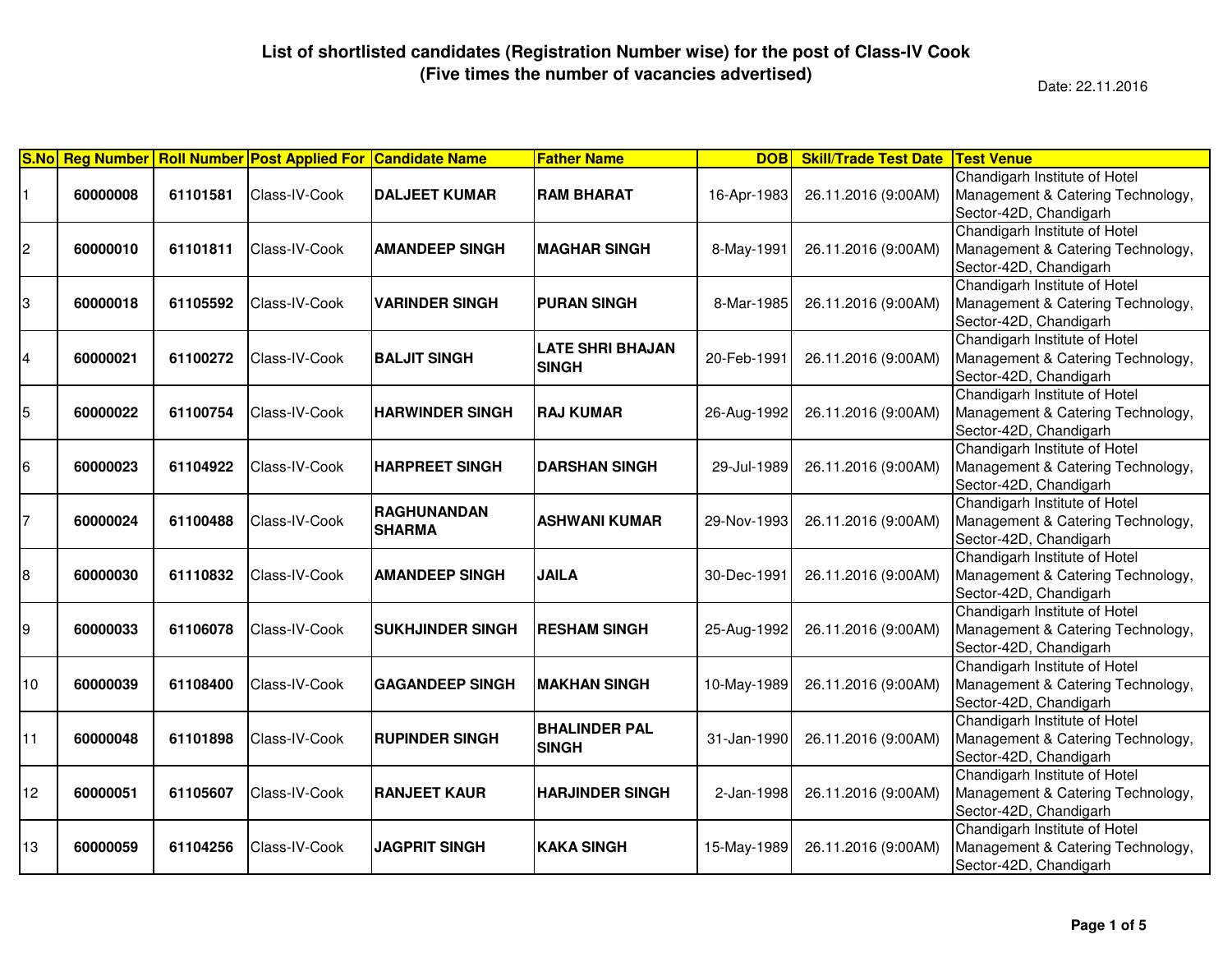# List of shortlisted candidates (Registration Number wise) for the post of Class-IV Cook
## (Five times the number of vacancies advertised)

Date: 22.11.2016

| S.No | Reg Number | Roll Number | Post Applied For | Candidate Name | Father Name | DOB | Skill/Trade Test Date | Test Venue |
|---|---|---|---|---|---|---|---|---|
| 1 | **60000008** | **61101581** | Class-IV-Cook | **DALJEET KUMAR** | **RAM BHARAT** | 16-Apr-1983 | 26.11.2016 (9:00AM) | Chandigarh Institute of Hotel Management & Catering Technology, Sector-42D, Chandigarh |
| 2 | **60000010** | **61101811** | Class-IV-Cook | **AMANDEEP SINGH** | **MAGHAR SINGH** | 8-May-1991 | 26.11.2016 (9:00AM) | Chandigarh Institute of Hotel Management & Catering Technology, Sector-42D, Chandigarh |
| 3 | **60000018** | **61105592** | Class-IV-Cook | **VARINDER SINGH** | **PURAN SINGH** | 8-Mar-1985 | 26.11.2016 (9:00AM) | Chandigarh Institute of Hotel Management & Catering Technology, Sector-42D, Chandigarh |
| 4 | **60000021** | **61100272** | Class-IV-Cook | **BALJIT SINGH** | **LATE SHRI BHAJAN SINGH** | 20-Feb-1991 | 26.11.2016 (9:00AM) | Chandigarh Institute of Hotel Management & Catering Technology, Sector-42D, Chandigarh |
| 5 | **60000022** | **61100754** | Class-IV-Cook | **HARWINDER SINGH** | **RAJ KUMAR** | 26-Aug-1992 | 26.11.2016 (9:00AM) | Chandigarh Institute of Hotel Management & Catering Technology, Sector-42D, Chandigarh |
| 6 | **60000023** | **61104922** | Class-IV-Cook | **HARPREET SINGH** | **DARSHAN SINGH** | 29-Jul-1989 | 26.11.2016 (9:00AM) | Chandigarh Institute of Hotel Management & Catering Technology, Sector-42D, Chandigarh |
| 7 | **60000024** | **61100488** | Class-IV-Cook | **RAGHUNANDAN SHARMA** | **ASHWANI KUMAR** | 29-Nov-1993 | 26.11.2016 (9:00AM) | Chandigarh Institute of Hotel Management & Catering Technology, Sector-42D, Chandigarh |
| 8 | **60000030** | **61110832** | Class-IV-Cook | **AMANDEEP SINGH** | **JAILA** | 30-Dec-1991 | 26.11.2016 (9:00AM) | Chandigarh Institute of Hotel Management & Catering Technology, Sector-42D, Chandigarh |
| 9 | **60000033** | **61106078** | Class-IV-Cook | **SUKHJINDER SINGH** | **RESHAM SINGH** | 25-Aug-1992 | 26.11.2016 (9:00AM) | Chandigarh Institute of Hotel Management & Catering Technology, Sector-42D, Chandigarh |
| 10 | **60000039** | **61108400** | Class-IV-Cook | **GAGANDEEP SINGH** | **MAKHAN SINGH** | 10-May-1989 | 26.11.2016 (9:00AM) | Chandigarh Institute of Hotel Management & Catering Technology, Sector-42D, Chandigarh |
| 11 | **60000048** | **61101898** | Class-IV-Cook | **RUPINDER SINGH** | **BHALINDER PAL SINGH** | 31-Jan-1990 | 26.11.2016 (9:00AM) | Chandigarh Institute of Hotel Management & Catering Technology, Sector-42D, Chandigarh |
| 12 | **60000051** | **61105607** | Class-IV-Cook | **RANJEET KAUR** | **HARJINDER SINGH** | 2-Jan-1998 | 26.11.2016 (9:00AM) | Chandigarh Institute of Hotel Management & Catering Technology, Sector-42D, Chandigarh |
| 13 | **60000059** | **61104256** | Class-IV-Cook | **JAGPRIT SINGH** | **KAKA SINGH** | 15-May-1989 | 26.11.2016 (9:00AM) | Chandigarh Institute of Hotel Management & Catering Technology, Sector-42D, Chandigarh |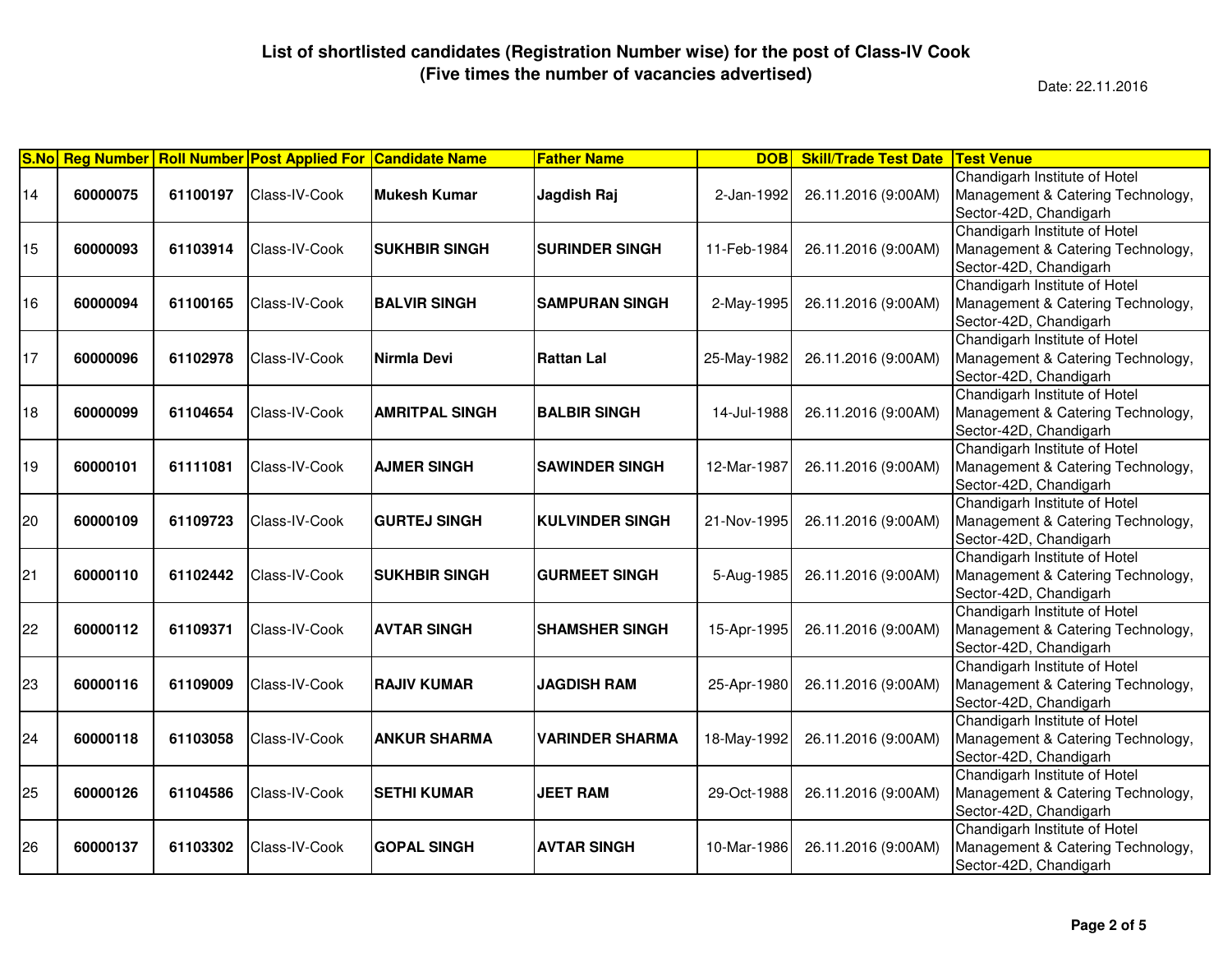**List of shortlisted candidates (Registration Number wise) for the post of Class-IV Cook**
**(Five times the number of vacancies advertised)**

Date: 22.11.2016

| S.No | Reg Number | Roll Number | Post Applied For | Candidate Name | Father Name | DOB | Skill/Trade Test Date | Test Venue |
|---|---|---|---|---|---|---|---|---|
| 14 | **60000075** | **61100197** | Class-IV-Cook | **Mukesh Kumar** | **Jagdish Raj** | 2-Jan-1992 | 26.11.2016 (9:00AM) | Chandigarh Institute of Hotel Management & Catering Technology, Sector-42D, Chandigarh |
| 15 | **60000093** | **61103914** | Class-IV-Cook | **SUKHBIR SINGH** | **SURINDER SINGH** | 11-Feb-1984 | 26.11.2016 (9:00AM) | Chandigarh Institute of Hotel Management & Catering Technology, Sector-42D, Chandigarh |
| 16 | **60000094** | **61100165** | Class-IV-Cook | **BALVIR SINGH** | **SAMPURAN SINGH** | 2-May-1995 | 26.11.2016 (9:00AM) | Chandigarh Institute of Hotel Management & Catering Technology, Sector-42D, Chandigarh |
| 17 | **60000096** | **61102978** | Class-IV-Cook | **Nirmla Devi** | **Rattan Lal** | 25-May-1982 | 26.11.2016 (9:00AM) | Chandigarh Institute of Hotel Management & Catering Technology, Sector-42D, Chandigarh |
| 18 | **60000099** | **61104654** | Class-IV-Cook | **AMRITPAL SINGH** | **BALBIR SINGH** | 14-Jul-1988 | 26.11.2016 (9:00AM) | Chandigarh Institute of Hotel Management & Catering Technology, Sector-42D, Chandigarh |
| 19 | **60000101** | **61111081** | Class-IV-Cook | **AJMER SINGH** | **SAWINDER SINGH** | 12-Mar-1987 | 26.11.2016 (9:00AM) | Chandigarh Institute of Hotel Management & Catering Technology, Sector-42D, Chandigarh |
| 20 | **60000109** | **61109723** | Class-IV-Cook | **GURTEJ SINGH** | **KULVINDER SINGH** | 21-Nov-1995 | 26.11.2016 (9:00AM) | Chandigarh Institute of Hotel Management & Catering Technology, Sector-42D, Chandigarh |
| 21 | **60000110** | **61102442** | Class-IV-Cook | **SUKHBIR SINGH** | **GURMEET SINGH** | 5-Aug-1985 | 26.11.2016 (9:00AM) | Chandigarh Institute of Hotel Management & Catering Technology, Sector-42D, Chandigarh |
| 22 | **60000112** | **61109371** | Class-IV-Cook | **AVTAR SINGH** | **SHAMSHER SINGH** | 15-Apr-1995 | 26.11.2016 (9:00AM) | Chandigarh Institute of Hotel Management & Catering Technology, Sector-42D, Chandigarh |
| 23 | **60000116** | **61109009** | Class-IV-Cook | **RAJIV KUMAR** | **JAGDISH RAM** | 25-Apr-1980 | 26.11.2016 (9:00AM) | Chandigarh Institute of Hotel Management & Catering Technology, Sector-42D, Chandigarh |
| 24 | **60000118** | **61103058** | Class-IV-Cook | **ANKUR SHARMA** | **VARINDER SHARMA** | 18-May-1992 | 26.11.2016 (9:00AM) | Chandigarh Institute of Hotel Management & Catering Technology, Sector-42D, Chandigarh |
| 25 | **60000126** | **61104586** | Class-IV-Cook | **SETHI KUMAR** | **JEET RAM** | 29-Oct-1988 | 26.11.2016 (9:00AM) | Chandigarh Institute of Hotel Management & Catering Technology, Sector-42D, Chandigarh |
| 26 | **60000137** | **61103302** | Class-IV-Cook | **GOPAL SINGH** | **AVTAR SINGH** | 10-Mar-1986 | 26.11.2016 (9:00AM) | Chandigarh Institute of Hotel Management & Catering Technology, Sector-42D, Chandigarh |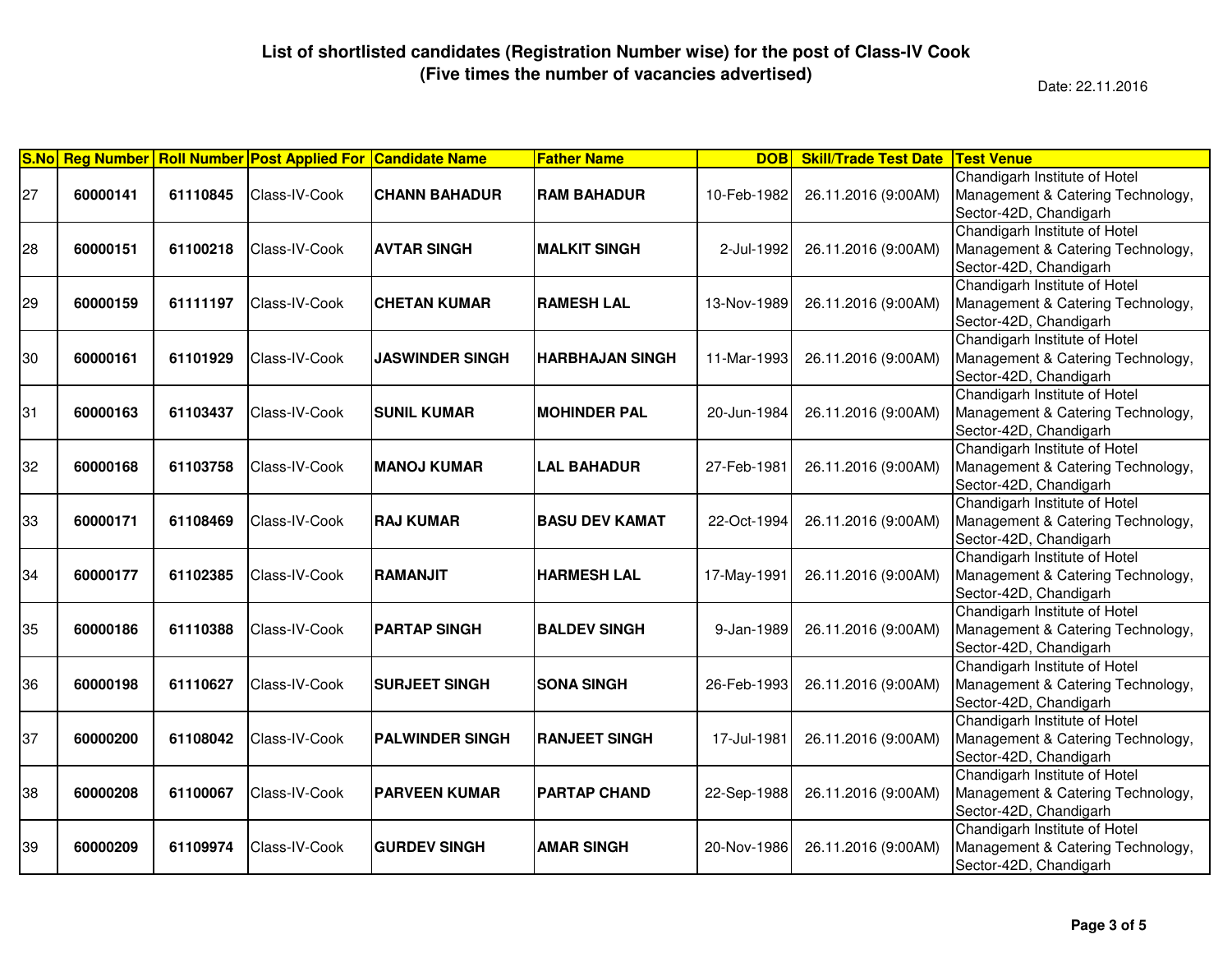# List of shortlisted candidates (Registration Number wise) for the post of Class-IV Cook
## (Five times the number of vacancies advertised)

Date: 22.11.2016

| S.No | Reg Number | Roll Number | Post Applied For | Candidate Name | Father Name | DOB | Skill/Trade Test Date | Test Venue |
|---|---|---|---|---|---|---|---|---|
| 27 | **60000141** | **61110845** | Class-IV-Cook | **CHANN BAHADUR** | **RAM BAHADUR** | 10-Feb-1982 | 26.11.2016 (9:00AM) | Chandigarh Institute of Hotel Management & Catering Technology, Sector-42D, Chandigarh |
| 28 | **60000151** | **61100218** | Class-IV-Cook | **AVTAR SINGH** | **MALKIT SINGH** | 2-Jul-1992 | 26.11.2016 (9:00AM) | Chandigarh Institute of Hotel Management & Catering Technology, Sector-42D, Chandigarh |
| 29 | **60000159** | **61111197** | Class-IV-Cook | **CHETAN KUMAR** | **RAMESH LAL** | 13-Nov-1989 | 26.11.2016 (9:00AM) | Chandigarh Institute of Hotel Management & Catering Technology, Sector-42D, Chandigarh |
| 30 | **60000161** | **61101929** | Class-IV-Cook | **JASWINDER SINGH** | **HARBHAJAN SINGH** | 11-Mar-1993 | 26.11.2016 (9:00AM) | Chandigarh Institute of Hotel Management & Catering Technology, Sector-42D, Chandigarh |
| 31 | **60000163** | **61103437** | Class-IV-Cook | **SUNIL KUMAR** | **MOHINDER PAL** | 20-Jun-1984 | 26.11.2016 (9:00AM) | Chandigarh Institute of Hotel Management & Catering Technology, Sector-42D, Chandigarh |
| 32 | **60000168** | **61103758** | Class-IV-Cook | **MANOJ KUMAR** | **LAL BAHADUR** | 27-Feb-1981 | 26.11.2016 (9:00AM) | Chandigarh Institute of Hotel Management & Catering Technology, Sector-42D, Chandigarh |
| 33 | **60000171** | **61108469** | Class-IV-Cook | **RAJ KUMAR** | **BASU DEV KAMAT** | 22-Oct-1994 | 26.11.2016 (9:00AM) | Chandigarh Institute of Hotel Management & Catering Technology, Sector-42D, Chandigarh |
| 34 | **60000177** | **61102385** | Class-IV-Cook | **RAMANJIT** | **HARMESH LAL** | 17-May-1991 | 26.11.2016 (9:00AM) | Chandigarh Institute of Hotel Management & Catering Technology, Sector-42D, Chandigarh |
| 35 | **60000186** | **61110388** | Class-IV-Cook | **PARTAP SINGH** | **BALDEV SINGH** | 9-Jan-1989 | 26.11.2016 (9:00AM) | Chandigarh Institute of Hotel Management & Catering Technology, Sector-42D, Chandigarh |
| 36 | **60000198** | **61110627** | Class-IV-Cook | **SURJEET SINGH** | **SONA SINGH** | 26-Feb-1993 | 26.11.2016 (9:00AM) | Chandigarh Institute of Hotel Management & Catering Technology, Sector-42D, Chandigarh |
| 37 | **60000200** | **61108042** | Class-IV-Cook | **PALWINDER SINGH** | **RANJEET SINGH** | 17-Jul-1981 | 26.11.2016 (9:00AM) | Chandigarh Institute of Hotel Management & Catering Technology, Sector-42D, Chandigarh |
| 38 | **60000208** | **61100067** | Class-IV-Cook | **PARVEEN KUMAR** | **PARTAP CHAND** | 22-Sep-1988 | 26.11.2016 (9:00AM) | Chandigarh Institute of Hotel Management & Catering Technology, Sector-42D, Chandigarh |
| 39 | **60000209** | **61109974** | Class-IV-Cook | **GURDEV SINGH** | **AMAR SINGH** | 20-Nov-1986 | 26.11.2016 (9:00AM) | Chandigarh Institute of Hotel Management & Catering Technology, Sector-42D, Chandigarh |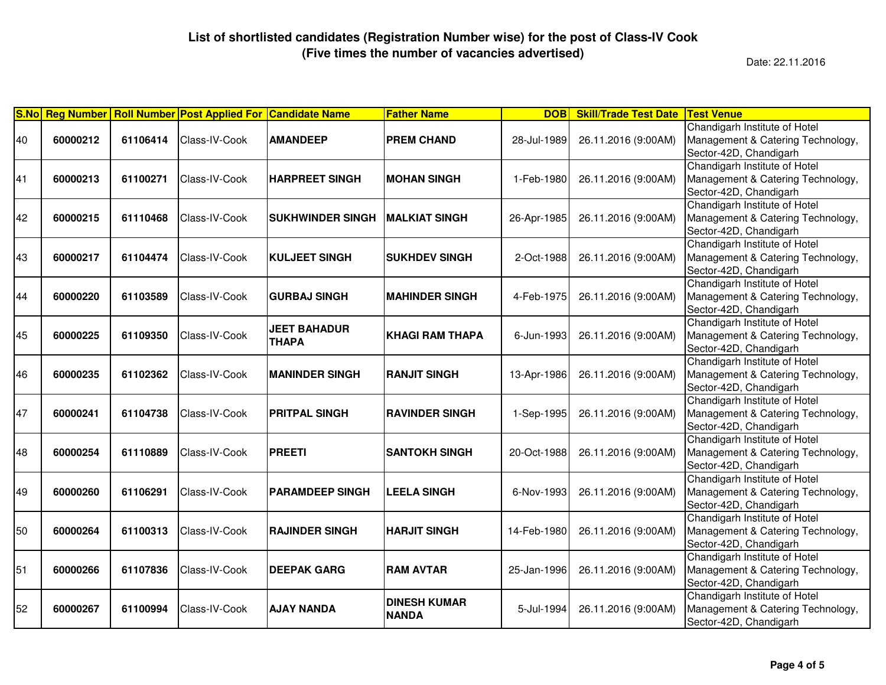## List of shortlisted candidates (Registration Number wise) for the post of Class-IV Cook
## (Five times the number of vacancies advertised)

Date: 22.11.2016

| S.No | Reg Number | Roll Number | Post Applied For | Candidate Name | Father Name | DOB | Skill/Trade Test Date | Test Venue |
|---|---|---|---|---|---|---|---|---|
| 40 | **60000212** | **61106414** | Class-IV-Cook | **AMANDEEP** | **PREM CHAND** | 28-Jul-1989 | 26.11.2016 (9:00AM) | Chandigarh Institute of Hotel Management & Catering Technology, Sector-42D, Chandigarh |
| 41 | **60000213** | **61100271** | Class-IV-Cook | **HARPREET SINGH** | **MOHAN SINGH** | 1-Feb-1980 | 26.11.2016 (9:00AM) | Chandigarh Institute of Hotel Management & Catering Technology, Sector-42D, Chandigarh |
| 42 | **60000215** | **61110468** | Class-IV-Cook | **SUKHWINDER SINGH** | **MALKIAT SINGH** | 26-Apr-1985 | 26.11.2016 (9:00AM) | Chandigarh Institute of Hotel Management & Catering Technology, Sector-42D, Chandigarh |
| 43 | **60000217** | **61104474** | Class-IV-Cook | **KULJEET SINGH** | **SUKHDEV SINGH** | 2-Oct-1988 | 26.11.2016 (9:00AM) | Chandigarh Institute of Hotel Management & Catering Technology, Sector-42D, Chandigarh |
| 44 | **60000220** | **61103589** | Class-IV-Cook | **GURBAJ SINGH** | **MAHINDER SINGH** | 4-Feb-1975 | 26.11.2016 (9:00AM) | Chandigarh Institute of Hotel Management & Catering Technology, Sector-42D, Chandigarh |
| 45 | **60000225** | **61109350** | Class-IV-Cook | **JEET BAHADUR THAPA** | **KHAGI RAM THAPA** | 6-Jun-1993 | 26.11.2016 (9:00AM) | Chandigarh Institute of Hotel Management & Catering Technology, Sector-42D, Chandigarh |
| 46 | **60000235** | **61102362** | Class-IV-Cook | **MANINDER SINGH** | **RANJIT SINGH** | 13-Apr-1986 | 26.11.2016 (9:00AM) | Chandigarh Institute of Hotel Management & Catering Technology, Sector-42D, Chandigarh |
| 47 | **60000241** | **61104738** | Class-IV-Cook | **PRITPAL SINGH** | **RAVINDER SINGH** | 1-Sep-1995 | 26.11.2016 (9:00AM) | Chandigarh Institute of Hotel Management & Catering Technology, Sector-42D, Chandigarh |
| 48 | **60000254** | **61110889** | Class-IV-Cook | **PREETI** | **SANTOKH SINGH** | 20-Oct-1988 | 26.11.2016 (9:00AM) | Chandigarh Institute of Hotel Management & Catering Technology, Sector-42D, Chandigarh |
| 49 | **60000260** | **61106291** | Class-IV-Cook | **PARAMDEEP SINGH** | **LEELA SINGH** | 6-Nov-1993 | 26.11.2016 (9:00AM) | Chandigarh Institute of Hotel Management & Catering Technology, Sector-42D, Chandigarh |
| 50 | **60000264** | **61100313** | Class-IV-Cook | **RAJINDER SINGH** | **HARJIT SINGH** | 14-Feb-1980 | 26.11.2016 (9:00AM) | Chandigarh Institute of Hotel Management & Catering Technology, Sector-42D, Chandigarh |
| 51 | **60000266** | **61107836** | Class-IV-Cook | **DEEPAK GARG** | **RAM AVTAR** | 25-Jan-1996 | 26.11.2016 (9:00AM) | Chandigarh Institute of Hotel Management & Catering Technology, Sector-42D, Chandigarh |
| 52 | **60000267** | **61100994** | Class-IV-Cook | **AJAY NANDA** | **DINESH KUMAR NANDA** | 5-Jul-1994 | 26.11.2016 (9:00AM) | Chandigarh Institute of Hotel Management & Catering Technology, Sector-42D, Chandigarh |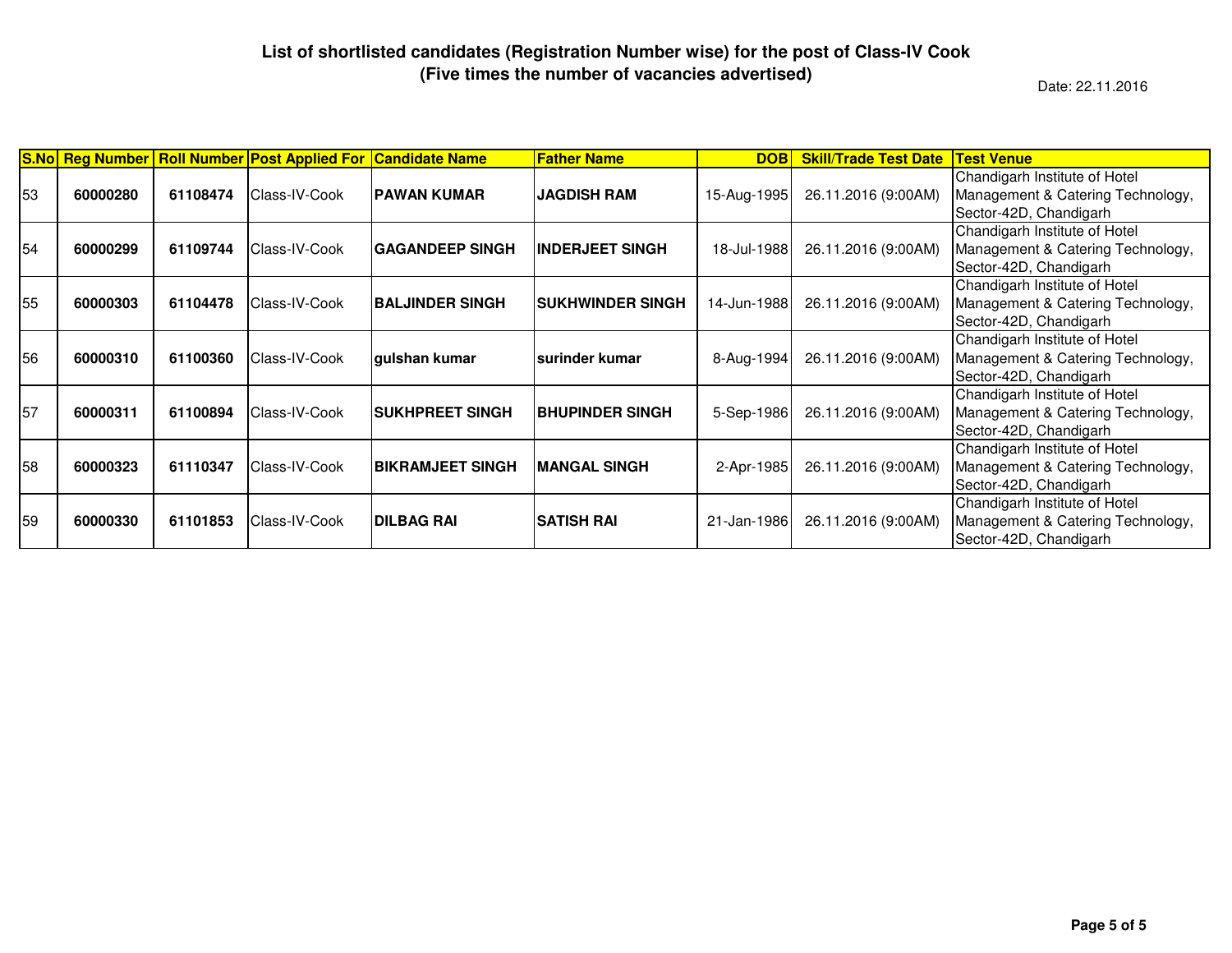**List of shortlisted candidates (Registration Number wise) for the post of Class-IV Cook (Five times the number of vacancies advertised)**

Date: 22.11.2016

| S.No | Reg Number | Roll Number | Post Applied For | Candidate Name | Father Name | DOB | Skill/Trade Test Date | Test Venue |
|---|---|---|---|---|---|---|---|---|
| 53 | **60000280** | **61108474** | Class-IV-Cook | **PAWAN KUMAR** | **JAGDISH RAM** | 15-Aug-1995 | 26.11.2016 (9:00AM) | Chandigarh Institute of Hotel Management & Catering Technology, Sector-42D, Chandigarh |
| 54 | **60000299** | **61109744** | Class-IV-Cook | **GAGANDEEP SINGH** | **INDERJEET SINGH** | 18-Jul-1988 | 26.11.2016 (9:00AM) | Chandigarh Institute of Hotel Management & Catering Technology, Sector-42D, Chandigarh |
| 55 | **60000303** | **61104478** | Class-IV-Cook | **BALJINDER SINGH** | **SUKHWINDER SINGH** | 14-Jun-1988 | 26.11.2016 (9:00AM) | Chandigarh Institute of Hotel Management & Catering Technology, Sector-42D, Chandigarh |
| 56 | **60000310** | **61100360** | Class-IV-Cook | **gulshan kumar** | **surinder kumar** | 8-Aug-1994 | 26.11.2016 (9:00AM) | Chandigarh Institute of Hotel Management & Catering Technology, Sector-42D, Chandigarh |
| 57 | **60000311** | **61100894** | Class-IV-Cook | **SUKHPREET SINGH** | **BHUPINDER SINGH** | 5-Sep-1986 | 26.11.2016 (9:00AM) | Chandigarh Institute of Hotel Management & Catering Technology, Sector-42D, Chandigarh |
| 58 | **60000323** | **61110347** | Class-IV-Cook | **BIKRAMJEET SINGH** | **MANGAL SINGH** | 2-Apr-1985 | 26.11.2016 (9:00AM) | Chandigarh Institute of Hotel Management & Catering Technology, Sector-42D, Chandigarh |
| 59 | **60000330** | **61101853** | Class-IV-Cook | **DILBAG RAI** | **SATISH RAI** | 21-Jan-1986 | 26.11.2016 (9:00AM) | Chandigarh Institute of Hotel Management & Catering Technology, Sector-42D, Chandigarh |